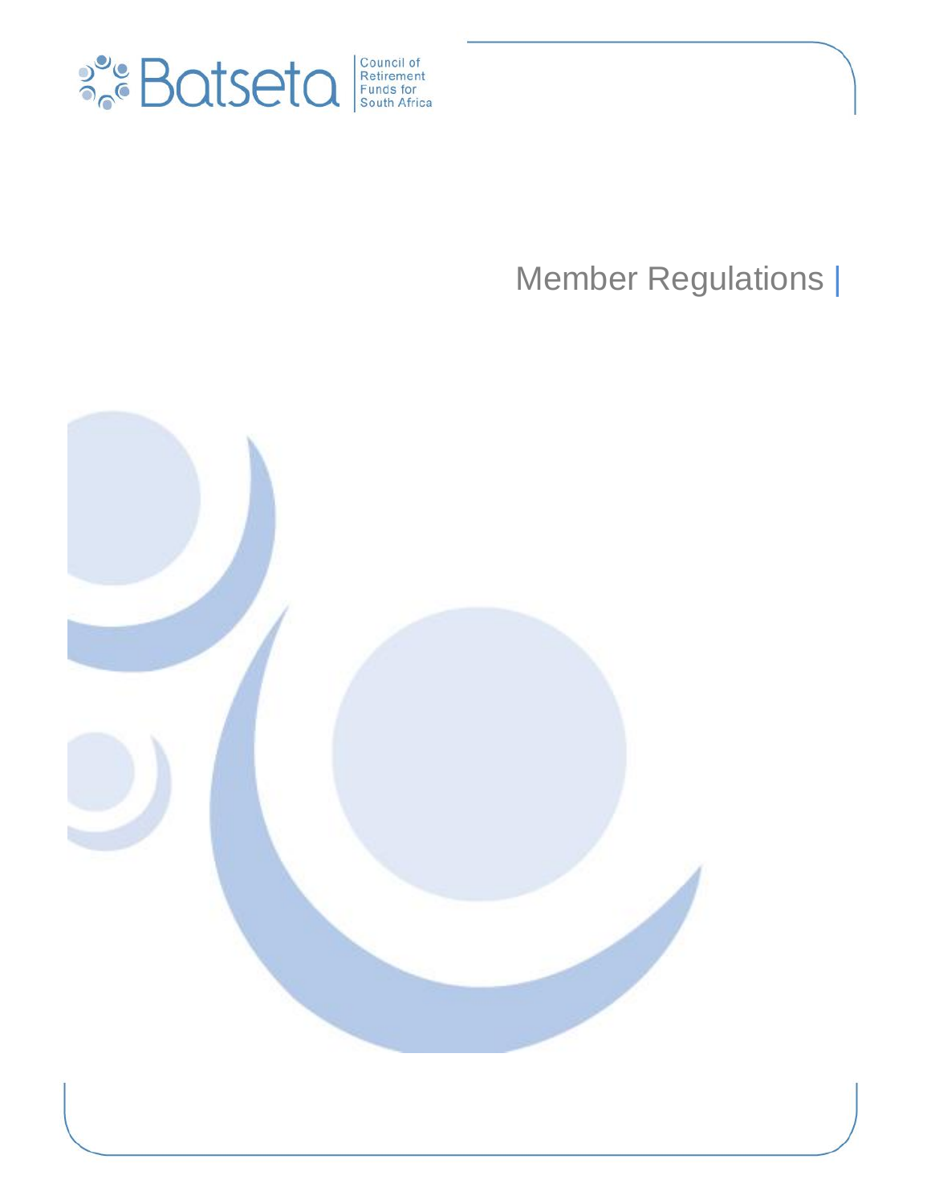Batseta

Council of Retirement Funds for South Africa

# Member Regulations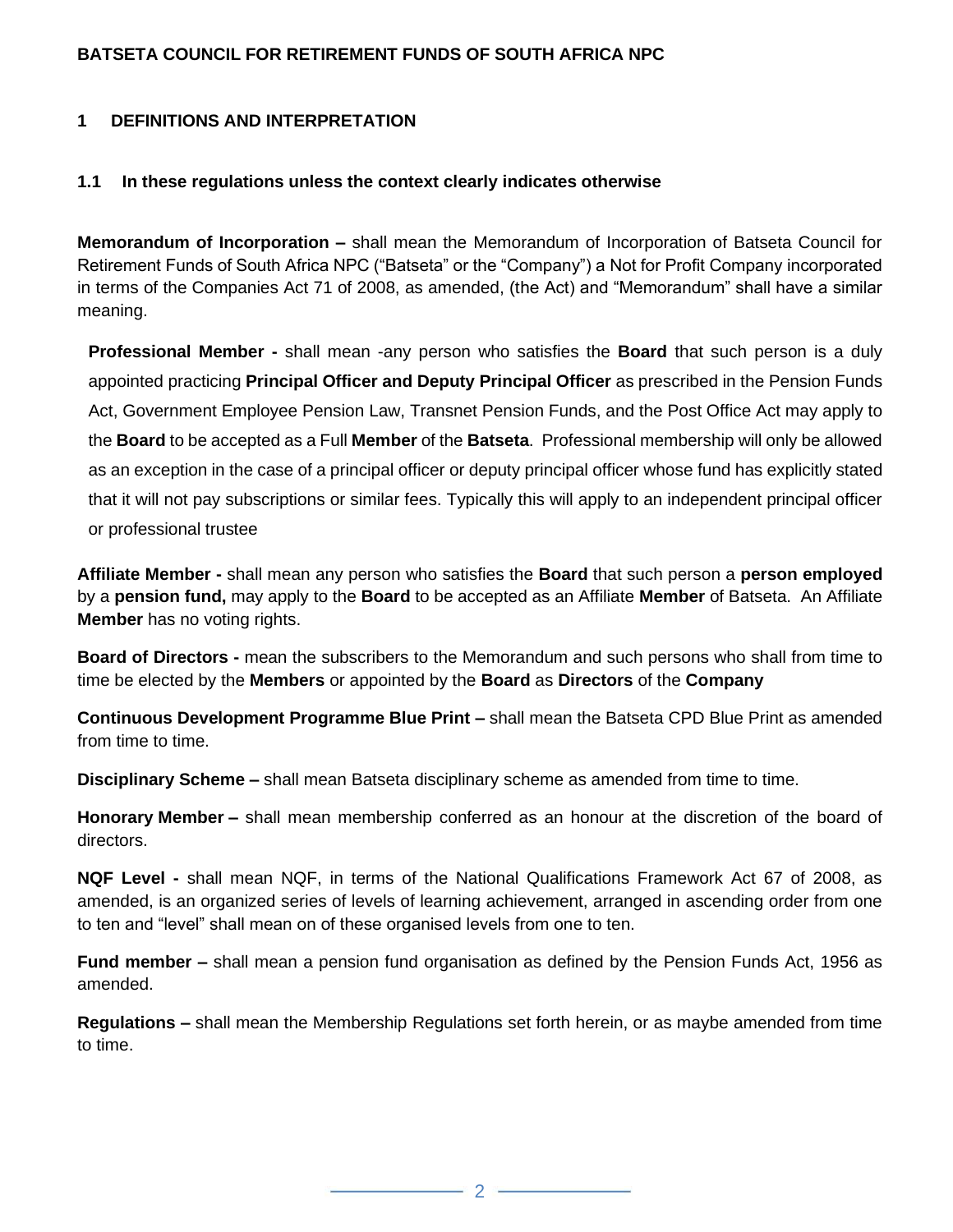**BATSETA COUNCIL FOR RETIREMENT FUNDS OF SOUTH AFRICA NPC**

## 1 DEFINITIONS AND INTERPRETATION

### 1.1 In these regulations unless the context clearly indicates otherwise

**Memorandum of Incorporation –** shall mean the Memorandum of Incorporation of Batseta Council for Retirement Funds of South Africa NPC ("Batseta" or the "Company") a Not for Profit Company incorporated in terms of the Companies Act 71 of 2008, as amended, (the Act) and "Memorandum" shall have a similar meaning.

**Professional Member -** shall mean -any person who satisfies the **Board** that such person is a duly appointed practicing **Principal Officer and Deputy Principal Officer** as prescribed in the Pension Funds Act, Government Employee Pension Law, Transnet Pension Funds, and the Post Office Act may apply to the **Board** to be accepted as a Full **Member** of the **Batseta**. Professional membership will only be allowed as an exception in the case of a principal officer or deputy principal officer whose fund has explicitly stated that it will not pay subscriptions or similar fees. Typically this will apply to an independent principal officer or professional trustee

**Affiliate Member -** shall mean any person who satisfies the **Board** that such person a **person employed** by a **pension fund,** may apply to the **Board** to be accepted as an Affiliate **Member** of Batseta. An Affiliate **Member** has no voting rights.

**Board of Directors -** mean the subscribers to the Memorandum and such persons who shall from time to time be elected by the **Members** or appointed by the **Board** as **Directors** of the **Company**

**Continuous Development Programme Blue Print –** shall mean the Batseta CPD Blue Print as amended from time to time.

**Disciplinary Scheme –** shall mean Batseta disciplinary scheme as amended from time to time.

**Honorary Member –** shall mean membership conferred as an honour at the discretion of the board of directors.

**NQF Level -** shall mean NQF, in terms of the National Qualifications Framework Act 67 of 2008, as amended, is an organized series of levels of learning achievement, arranged in ascending order from one to ten and "level" shall mean on of these organised levels from one to ten.

**Fund member –** shall mean a pension fund organisation as defined by the Pension Funds Act, 1956 as amended.

**Regulations –** shall mean the Membership Regulations set forth herein, or as maybe amended from time to time.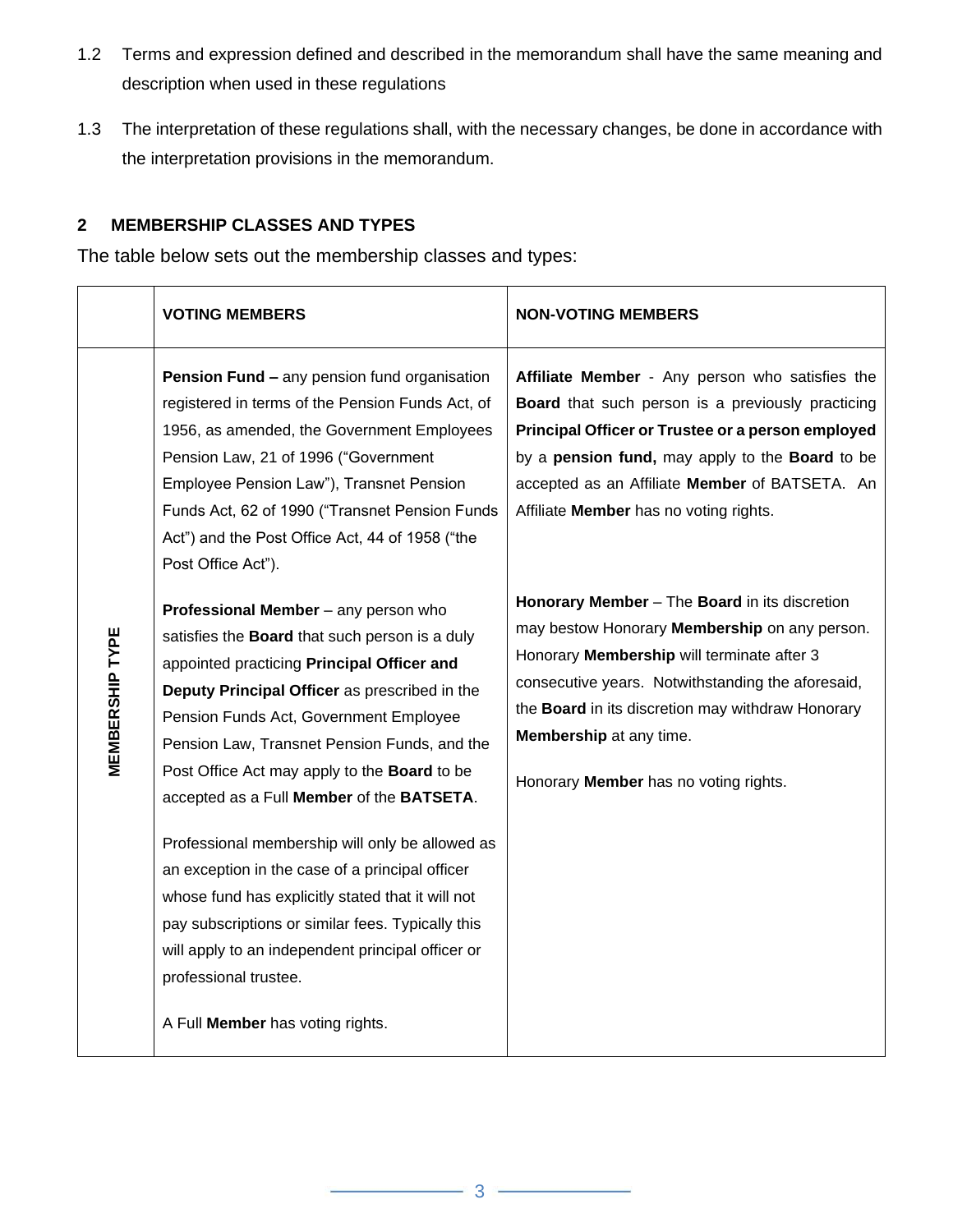1.2 Terms and expression defined and described in the memorandum shall have the same meaning and description when used in these regulations

1.3 The interpretation of these regulations shall, with the necessary changes, be done in accordance with the interpretation provisions in the memorandum.

## 2 MEMBERSHIP CLASSES AND TYPES

The table below sets out the membership classes and types:

| | VOTING MEMBERS | NON-VOTING MEMBERS |
|---|---|---|
| **MEMBERSHIP TYPE** | **Pension Fund –** any pension fund organisation registered in terms of the Pension Funds Act, of 1956, as amended, the Government Employees Pension Law, 21 of 1996 ("Government Employee Pension Law"), Transnet Pension Funds Act, 62 of 1990 ("Transnet Pension Funds Act") and the Post Office Act, 44 of 1958 ("the Post Office Act").<br><br>**Professional Member** – any person who satisfies the **Board** that such person is a duly appointed practicing **Principal Officer and Deputy Principal Officer** as prescribed in the Pension Funds Act, Government Employee Pension Law, Transnet Pension Funds, and the Post Office Act may apply to the **Board** to be accepted as a Full **Member** of the **BATSETA**.<br><br>Professional membership will only be allowed as an exception in the case of a principal officer whose fund has explicitly stated that it will not pay subscriptions or similar fees. Typically this will apply to an independent principal officer or professional trustee.<br><br>A Full **Member** has voting rights. | **Affiliate Member** - Any person who satisfies the **Board** that such person is a previously practicing **Principal Officer or Trustee or a person employed** by a **pension fund,** may apply to the **Board** to be accepted as an Affiliate **Member** of BATSETA. An Affiliate **Member** has no voting rights.<br><br>**Honorary Member** – The **Board** in its discretion may bestow Honorary **Membership** on any person. Honorary **Membership** will terminate after 3 consecutive years. Notwithstanding the aforesaid, the **Board** in its discretion may withdraw Honorary **Membership** at any time.<br><br>Honorary **Member** has no voting rights. |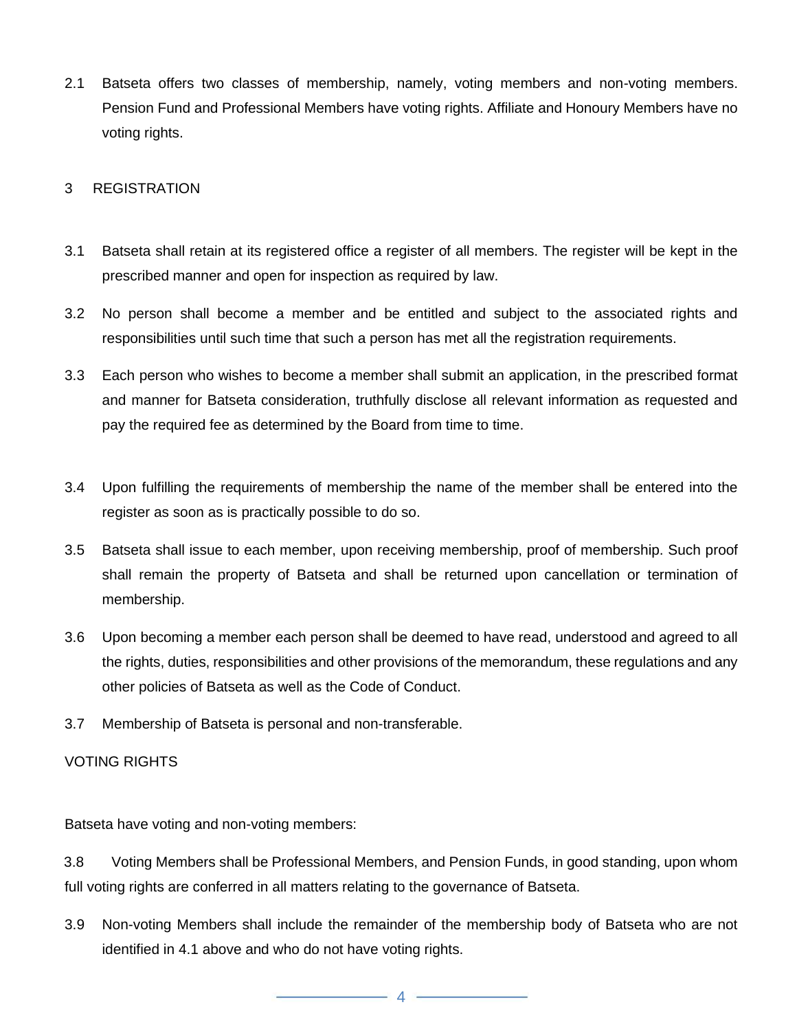2.1 Batseta offers two classes of membership, namely, voting members and non-voting members. Pension Fund and Professional Members have voting rights. Affiliate and Honoury Members have no voting rights.

## 3 REGISTRATION

3.1 Batseta shall retain at its registered office a register of all members. The register will be kept in the prescribed manner and open for inspection as required by law.

3.2 No person shall become a member and be entitled and subject to the associated rights and responsibilities until such time that such a person has met all the registration requirements.

3.3 Each person who wishes to become a member shall submit an application, in the prescribed format and manner for Batseta consideration, truthfully disclose all relevant information as requested and pay the required fee as determined by the Board from time to time.

3.4 Upon fulfilling the requirements of membership the name of the member shall be entered into the register as soon as is practically possible to do so.

3.5 Batseta shall issue to each member, upon receiving membership, proof of membership. Such proof shall remain the property of Batseta and shall be returned upon cancellation or termination of membership.

3.6 Upon becoming a member each person shall be deemed to have read, understood and agreed to all the rights, duties, responsibilities and other provisions of the memorandum, these regulations and any other policies of Batseta as well as the Code of Conduct.

3.7 Membership of Batseta is personal and non-transferable.

## VOTING RIGHTS

Batseta have voting and non-voting members:

3.8 Voting Members shall be Professional Members, and Pension Funds, in good standing, upon whom full voting rights are conferred in all matters relating to the governance of Batseta.

3.9 Non-voting Members shall include the remainder of the membership body of Batseta who are not identified in 4.1 above and who do not have voting rights.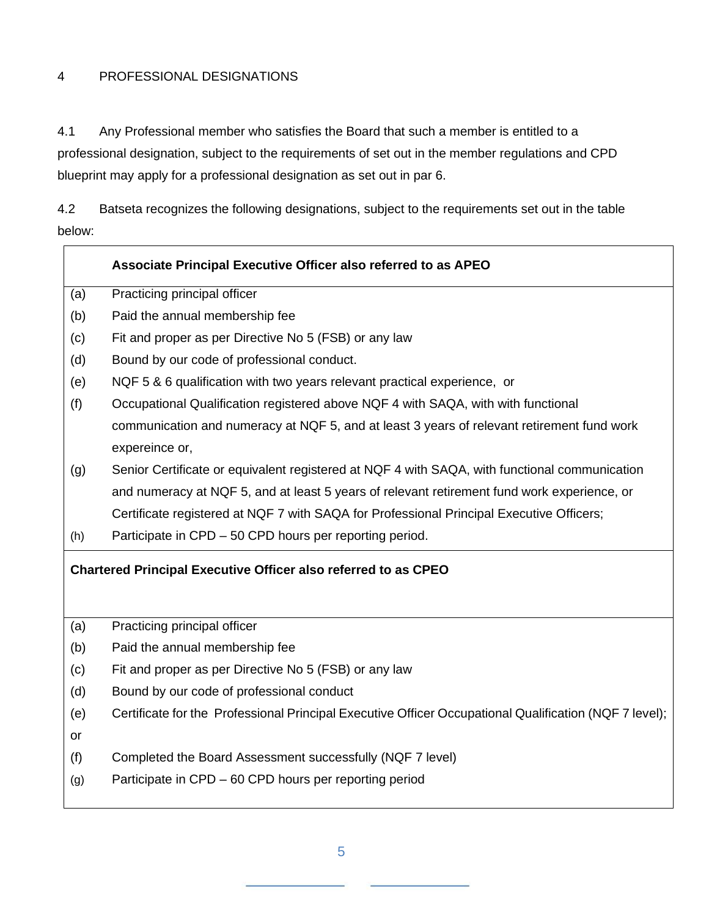## 4 PROFESSIONAL DESIGNATIONS

4.1 Any Professional member who satisfies the Board that such a member is entitled to a professional designation, subject to the requirements of set out in the member regulations and CPD blueprint may apply for a professional designation as set out in par 6.

4.2 Batseta recognizes the following designations, subject to the requirements set out in the table below:

| | |
|---|---|
| | **Associate Principal Executive Officer also referred to as APEO** |
| (a) | Practicing principal officer |
| (b) | Paid the annual membership fee |
| (c) | Fit and proper as per Directive No 5 (FSB) or any law |
| (d) | Bound by our code of professional conduct. |
| (e) | NQF 5 & 6 qualification with two years relevant practical experience, or |
| (f) | Occupational Qualification registered above NQF 4 with SAQA, with with functional communication and numeracy at NQF 5, and at least 3 years of relevant retirement fund work expereince or, |
| (g) | Senior Certificate or equivalent registered at NQF 4 with SAQA, with functional communication and numeracy at NQF 5, and at least 5 years of relevant retirement fund work experience, or Certificate registered at NQF 7 with SAQA for Professional Principal Executive Officers; |
| (h) | Participate in CPD – 50 CPD hours per reporting period. |
| **Chartered Principal Executive Officer also referred to as CPEO** | |
| (a) | Practicing principal officer |
| (b) | Paid the annual membership fee |
| (c) | Fit and proper as per Directive No 5 (FSB) or any law |
| (d) | Bound by our code of professional conduct |
| (e) | Certificate for the Professional Principal Executive Officer Occupational Qualification (NQF 7 level); |
| or | |
| (f) | Completed the Board Assessment successfully (NQF 7 level) |
| (g) | Participate in CPD – 60 CPD hours per reporting period |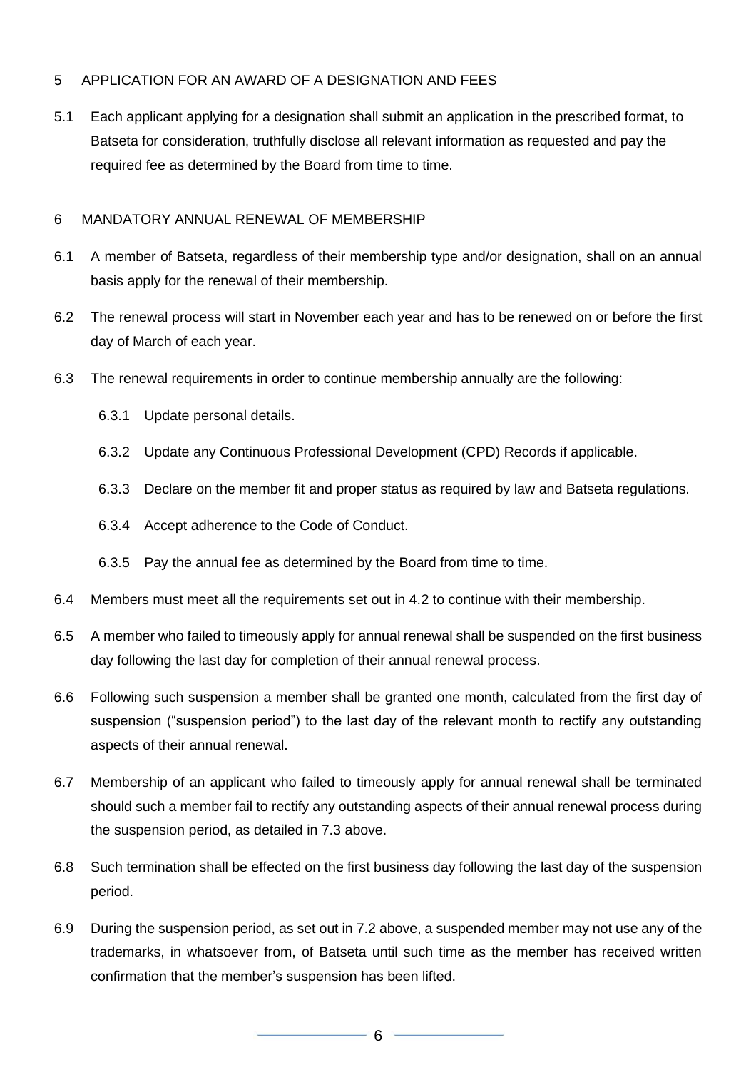## 5 APPLICATION FOR AN AWARD OF A DESIGNATION AND FEES

5.1 Each applicant applying for a designation shall submit an application in the prescribed format, to Batseta for consideration, truthfully disclose all relevant information as requested and pay the required fee as determined by the Board from time to time.

## 6 MANDATORY ANNUAL RENEWAL OF MEMBERSHIP

6.1 A member of Batseta, regardless of their membership type and/or designation, shall on an annual basis apply for the renewal of their membership.

6.2 The renewal process will start in November each year and has to be renewed on or before the first day of March of each year.

6.3 The renewal requirements in order to continue membership annually are the following:

6.3.1 Update personal details.

6.3.2 Update any Continuous Professional Development (CPD) Records if applicable.

6.3.3 Declare on the member fit and proper status as required by law and Batseta regulations.

6.3.4 Accept adherence to the Code of Conduct.

6.3.5 Pay the annual fee as determined by the Board from time to time.

6.4 Members must meet all the requirements set out in 4.2 to continue with their membership.

6.5 A member who failed to timeously apply for annual renewal shall be suspended on the first business day following the last day for completion of their annual renewal process.

6.6 Following such suspension a member shall be granted one month, calculated from the first day of suspension ("suspension period") to the last day of the relevant month to rectify any outstanding aspects of their annual renewal.

6.7 Membership of an applicant who failed to timeously apply for annual renewal shall be terminated should such a member fail to rectify any outstanding aspects of their annual renewal process during the suspension period, as detailed in 7.3 above.

6.8 Such termination shall be effected on the first business day following the last day of the suspension period.

6.9 During the suspension period, as set out in 7.2 above, a suspended member may not use any of the trademarks, in whatsoever from, of Batseta until such time as the member has received written confirmation that the member's suspension has been lifted.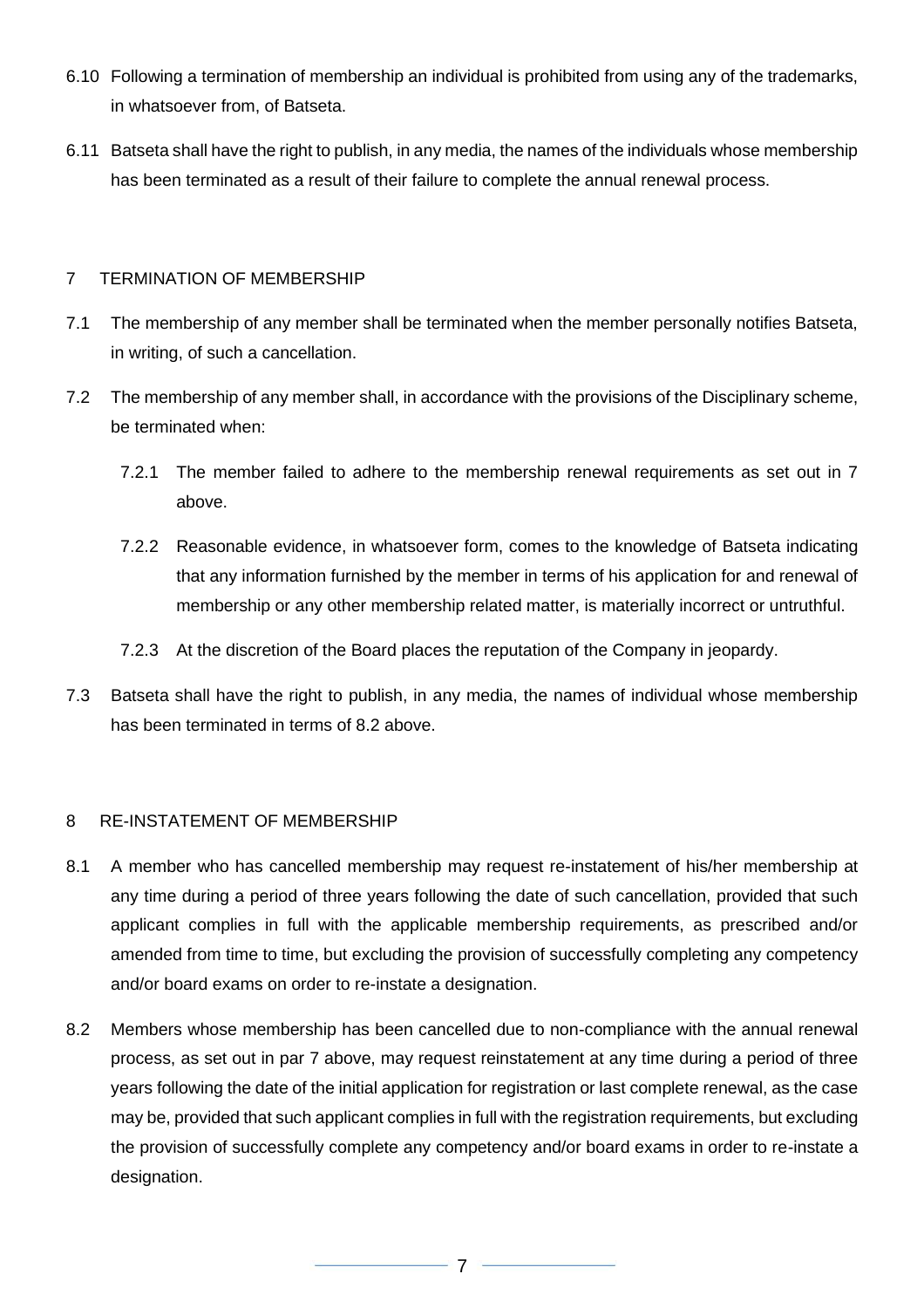6.10 Following a termination of membership an individual is prohibited from using any of the trademarks, in whatsoever from, of Batseta.

6.11 Batseta shall have the right to publish, in any media, the names of the individuals whose membership has been terminated as a result of their failure to complete the annual renewal process.

## 7 TERMINATION OF MEMBERSHIP

7.1 The membership of any member shall be terminated when the member personally notifies Batseta, in writing, of such a cancellation.

7.2 The membership of any member shall, in accordance with the provisions of the Disciplinary scheme, be terminated when:

- 7.2.1 The member failed to adhere to the membership renewal requirements as set out in 7 above.
- 7.2.2 Reasonable evidence, in whatsoever form, comes to the knowledge of Batseta indicating that any information furnished by the member in terms of his application for and renewal of membership or any other membership related matter, is materially incorrect or untruthful.
- 7.2.3 At the discretion of the Board places the reputation of the Company in jeopardy.

7.3 Batseta shall have the right to publish, in any media, the names of individual whose membership has been terminated in terms of 8.2 above.

## 8 RE-INSTATEMENT OF MEMBERSHIP

8.1 A member who has cancelled membership may request re-instatement of his/her membership at any time during a period of three years following the date of such cancellation, provided that such applicant complies in full with the applicable membership requirements, as prescribed and/or amended from time to time, but excluding the provision of successfully completing any competency and/or board exams on order to re-instate a designation.

8.2 Members whose membership has been cancelled due to non-compliance with the annual renewal process, as set out in par 7 above, may request reinstatement at any time during a period of three years following the date of the initial application for registration or last complete renewal, as the case may be, provided that such applicant complies in full with the registration requirements, but excluding the provision of successfully complete any competency and/or board exams in order to re-instate a designation.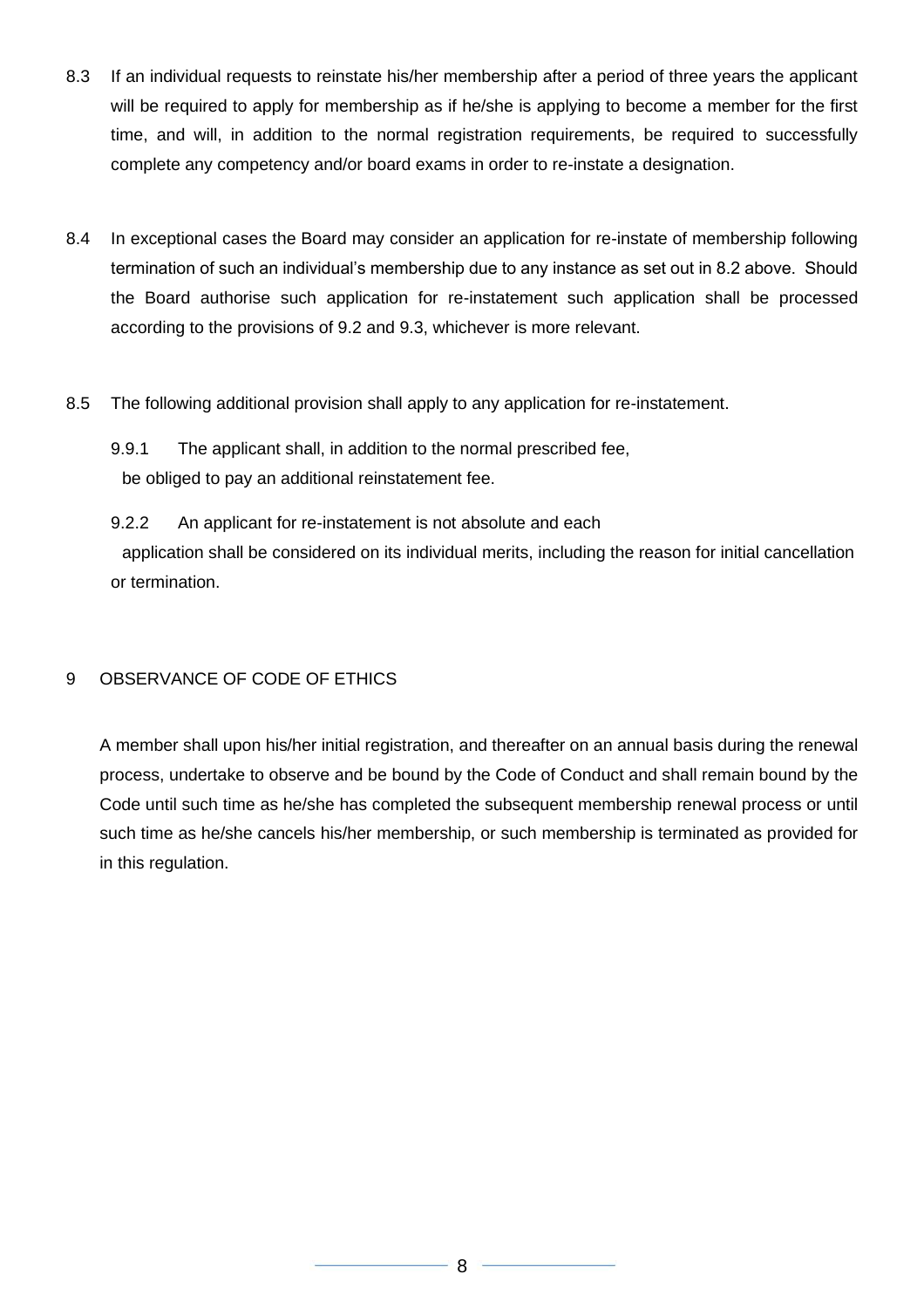8.3 If an individual requests to reinstate his/her membership after a period of three years the applicant will be required to apply for membership as if he/she is applying to become a member for the first time, and will, in addition to the normal registration requirements, be required to successfully complete any competency and/or board exams in order to re-instate a designation.

8.4 In exceptional cases the Board may consider an application for re-instate of membership following termination of such an individual's membership due to any instance as set out in 8.2 above. Should the Board authorise such application for re-instatement such application shall be processed according to the provisions of 9.2 and 9.3, whichever is more relevant.

8.5 The following additional provision shall apply to any application for re-instatement.

9.9.1 The applicant shall, in addition to the normal prescribed fee, be obliged to pay an additional reinstatement fee.

9.2.2 An applicant for re-instatement is not absolute and each application shall be considered on its individual merits, including the reason for initial cancellation or termination.

## 9 OBSERVANCE OF CODE OF ETHICS

A member shall upon his/her initial registration, and thereafter on an annual basis during the renewal process, undertake to observe and be bound by the Code of Conduct and shall remain bound by the Code until such time as he/she has completed the subsequent membership renewal process or until such time as he/she cancels his/her membership, or such membership is terminated as provided for in this regulation.